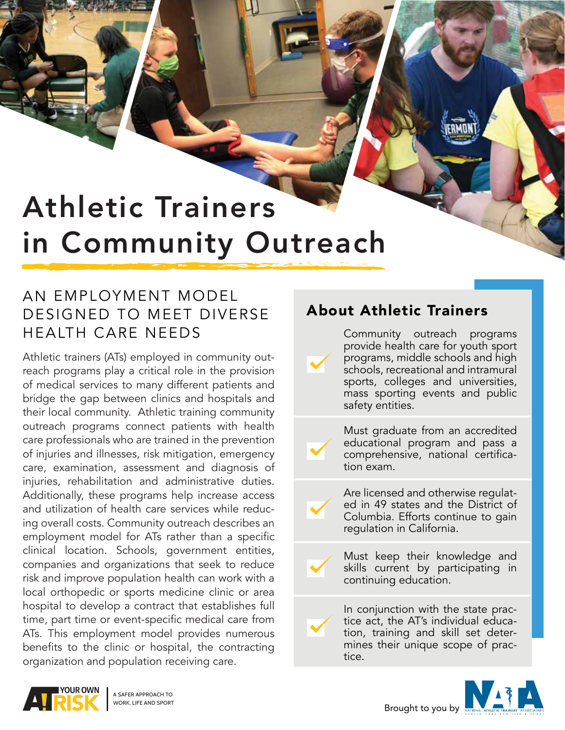# Athletic Trainers in Community Outreach

## AN EMPLOYMENT MODEL DESIGNED TO MEET DIVERSE HEALTH CARE NEEDS

Athletic trainers (ATs) employed in community outreach programs play a critical role in the provision of medical services to many different patients and bridge the gap between clinics and hospitals and their local community. Athletic training community outreach programs connect patients with health care professionals who are trained in the prevention of injuries and illnesses, risk mitigation, emergency care, examination, assessment and diagnosis of injuries, rehabilitation and administrative duties. Additionally, these programs help increase access and utilization of health care services while reducing overall costs. Community outreach describes an employment model for ATs rather than a specific clinical location. Schools, government entities, companies and organizations that seek to reduce risk and improve population health can work with a local orthopedic or sports medicine clinic or area hospital to develop a contract that establishes full time, part time or event-specific medical care from ATs. This employment model provides numerous benefits to the clinic or hospital, the contracting organization and population receiving care.

## About Athletic Trainers

- Community outreach programs provide health care for youth sport programs, middle schools and high schools, recreational and intramural sports, colleges and universities, mass sporting events and public safety entities.
- Must graduate from an accredited educational program and pass a comprehensive, national certification exam.
- Are licensed and otherwise regulated in 49 states and the District of Columbia. Efforts continue to gain regulation in California.
- Must keep their knowledge and skills current by participating in continuing education.
- In conjunction with the state practice act, the AT's individual education, training and skill set determines their unique scope of practice.

AT YOUR OWN RISK | A SAFER APPROACH TO WORK, LIFE AND SPORT

Brought to you by NATA — National Athletic Trainers' Association — Health Care for Life & Sport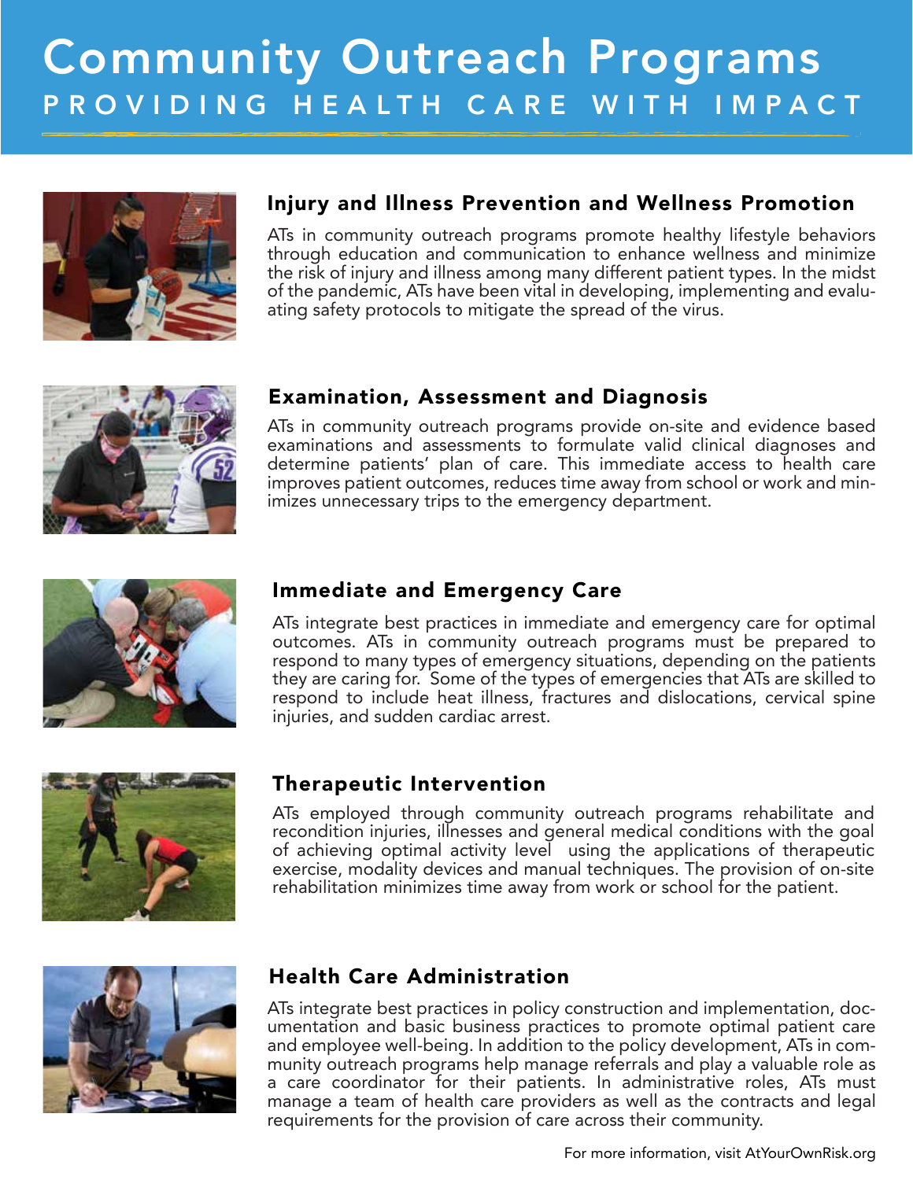# Community Outreach Programs

## PROVIDING HEALTH CARE WITH IMPACT

### Injury and Illness Prevention and Wellness Promotion

ATs in community outreach programs promote healthy lifestyle behaviors through education and communication to enhance wellness and minimize the risk of injury and illness among many different patient types. In the midst of the pandemic, ATs have been vital in developing, implementing and evaluating safety protocols to mitigate the spread of the virus.

### Examination, Assessment and Diagnosis

ATs in community outreach programs provide on-site and evidence based examinations and assessments to formulate valid clinical diagnoses and determine patients' plan of care. This immediate access to health care improves patient outcomes, reduces time away from school or work and minimizes unnecessary trips to the emergency department.

### Immediate and Emergency Care

ATs integrate best practices in immediate and emergency care for optimal outcomes. ATs in community outreach programs must be prepared to respond to many types of emergency situations, depending on the patients they are caring for. Some of the types of emergencies that ATs are skilled to respond to include heat illness, fractures and dislocations, cervical spine injuries, and sudden cardiac arrest.

### Therapeutic Intervention

ATs employed through community outreach programs rehabilitate and recondition injuries, illnesses and general medical conditions with the goal of achieving optimal activity level using the applications of therapeutic exercise, modality devices and manual techniques. The provision of on-site rehabilitation minimizes time away from work or school for the patient.

### Health Care Administration

ATs integrate best practices in policy construction and implementation, documentation and basic business practices to promote optimal patient care and employee well-being. In addition to the policy development, ATs in community outreach programs help manage referrals and play a valuable role as a care coordinator for their patients. In administrative roles, ATs must manage a team of health care providers as well as the contracts and legal requirements for the provision of care across their community.

For more information, visit AtYourOwnRisk.org